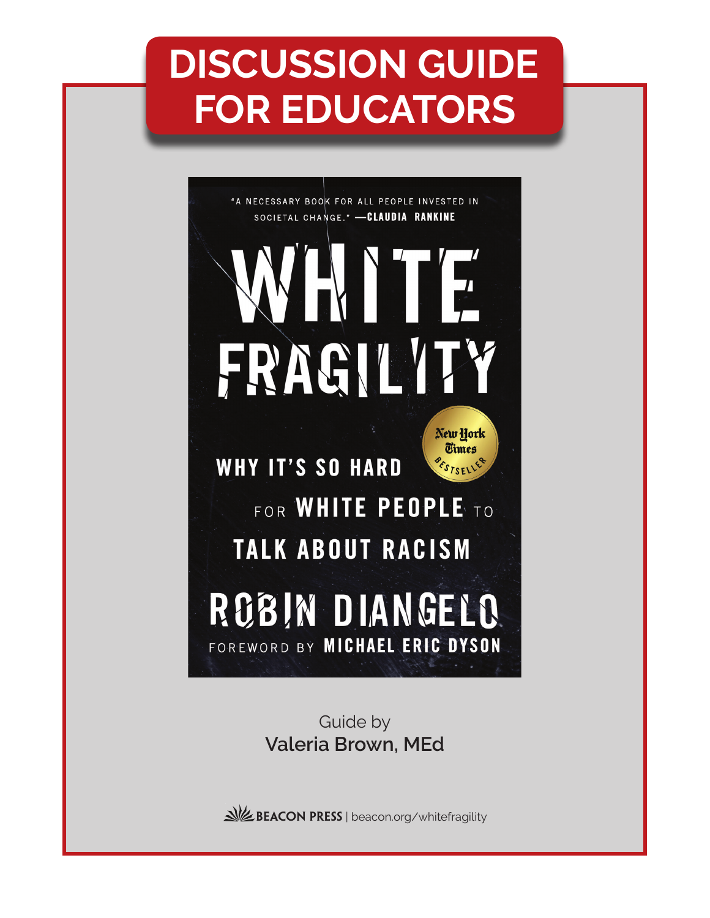# DISCUSSION GUIDE FOR EDUCATORS

"A NECESSARY BOOK FOR ALL PEOPLE INVESTED IN SOCIETAL CHANGE." —CLAUDIA RANKINE

# WHITE FRAGILITY

New York Times Bestseller

## WHY IT'S SO HARD FOR WHITE PEOPLE TO TALK ABOUT RACISM

ROBIN DIANGELO

FOREWORD BY MICHAEL ERIC DYSON

Guide by
**Valeria Brown, MEd**

**BEACON PRESS** | beacon.org/whitefragility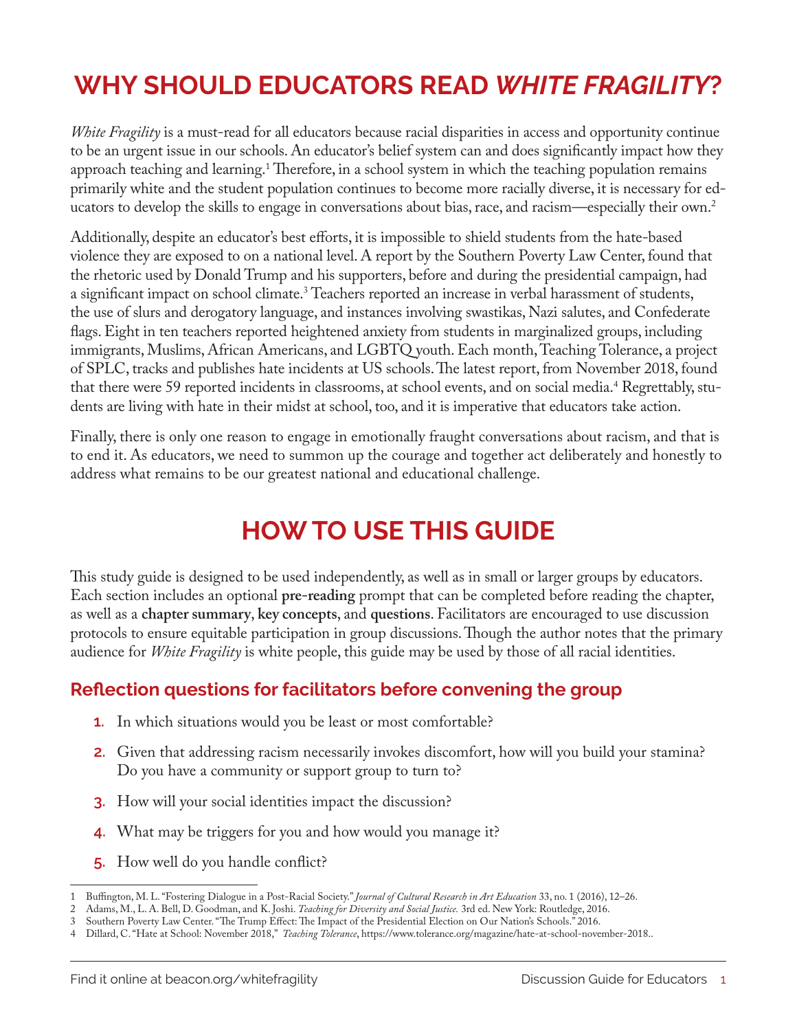# WHY SHOULD EDUCATORS READ *WHITE FRAGILITY*?

*White Fragility* is a must-read for all educators because racial disparities in access and opportunity continue to be an urgent issue in our schools. An educator's belief system can and does significantly impact how they approach teaching and learning.[1] Therefore, in a school system in which the teaching population remains primarily white and the student population continues to become more racially diverse, it is necessary for educators to develop the skills to engage in conversations about bias, race, and racism—especially their own.[2]

Additionally, despite an educator's best efforts, it is impossible to shield students from the hate-based violence they are exposed to on a national level. A report by the Southern Poverty Law Center, found that the rhetoric used by Donald Trump and his supporters, before and during the presidential campaign, had a significant impact on school climate.[3] Teachers reported an increase in verbal harassment of students, the use of slurs and derogatory language, and instances involving swastikas, Nazi salutes, and Confederate flags. Eight in ten teachers reported heightened anxiety from students in marginalized groups, including immigrants, Muslims, African Americans, and LGBTQ youth. Each month, Teaching Tolerance, a project of SPLC, tracks and publishes hate incidents at US schools. The latest report, from November 2018, found that there were 59 reported incidents in classrooms, at school events, and on social media.[4] Regrettably, students are living with hate in their midst at school, too, and it is imperative that educators take action.

Finally, there is only one reason to engage in emotionally fraught conversations about racism, and that is to end it. As educators, we need to summon up the courage and together act deliberately and honestly to address what remains to be our greatest national and educational challenge.

# HOW TO USE THIS GUIDE

This study guide is designed to be used independently, as well as in small or larger groups by educators. Each section includes an optional **pre-reading** prompt that can be completed before reading the chapter, as well as a **chapter summary**, **key concepts**, and **questions**. Facilitators are encouraged to use discussion protocols to ensure equitable participation in group discussions. Though the author notes that the primary audience for *White Fragility* is white people, this guide may be used by those of all racial identities.

## Reflection questions for facilitators before convening the group

1. In which situations would you be least or most comfortable?
2. Given that addressing racism necessarily invokes discomfort, how will you build your stamina? Do you have a community or support group to turn to?
3. How will your social identities impact the discussion?
4. What may be triggers for you and how would you manage it?
5. How well do you handle conflict?

---

1 Buffington, M. L. "Fostering Dialogue in a Post-Racial Society." *Journal of Cultural Research in Art Education* 33, no. 1 (2016), 12–26.
2 Adams, M., L. A. Bell, D. Goodman, and K. Joshi. *Teaching for Diversity and Social Justice.* 3rd ed. New York: Routledge, 2016.
3 Southern Poverty Law Center. "The Trump Effect: The Impact of the Presidential Election on Our Nation's Schools." 2016.
4 Dillard, C. "Hate at School: November 2018," *Teaching Tolerance*, https://www.tolerance.org/magazine/hate-at-school-november-2018..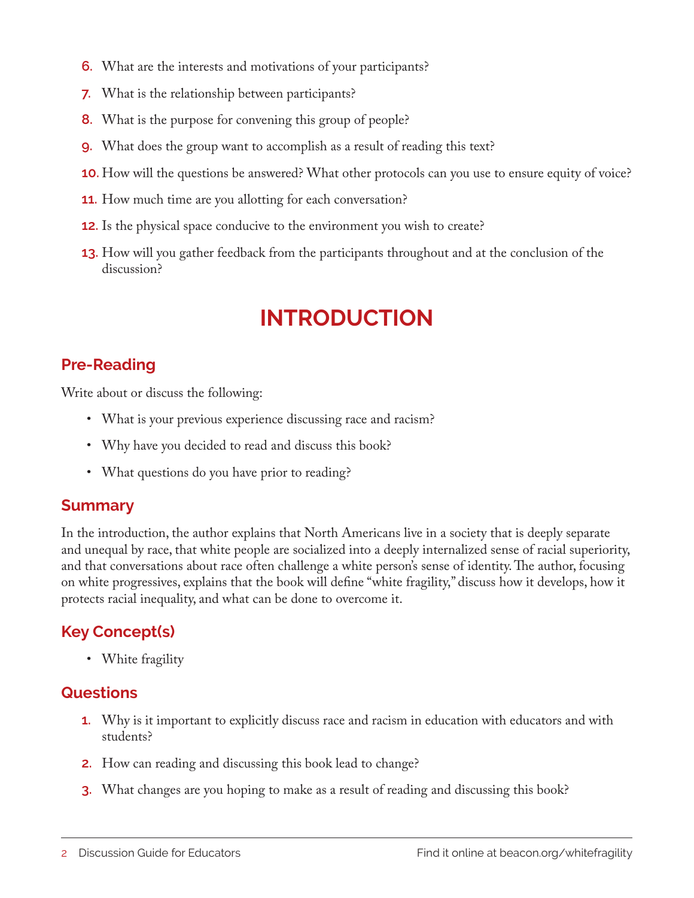6. What are the interests and motivations of your participants?
7. What is the relationship between participants?
8. What is the purpose for convening this group of people?
9. What does the group want to accomplish as a result of reading this text?
10. How will the questions be answered? What other protocols can you use to ensure equity of voice?
11. How much time are you allotting for each conversation?
12. Is the physical space conducive to the environment you wish to create?
13. How will you gather feedback from the participants throughout and at the conclusion of the discussion?

# INTRODUCTION

## Pre-Reading

Write about or discuss the following:

- What is your previous experience discussing race and racism?
- Why have you decided to read and discuss this book?
- What questions do you have prior to reading?

## Summary

In the introduction, the author explains that North Americans live in a society that is deeply separate and unequal by race, that white people are socialized into a deeply internalized sense of racial superiority, and that conversations about race often challenge a white person's sense of identity. The author, focusing on white progressives, explains that the book will define "white fragility," discuss how it develops, how it protects racial inequality, and what can be done to overcome it.

## Key Concept(s)

- White fragility

## Questions

1. Why is it important to explicitly discuss race and racism in education with educators and with students?
2. How can reading and discussing this book lead to change?
3. What changes are you hoping to make as a result of reading and discussing this book?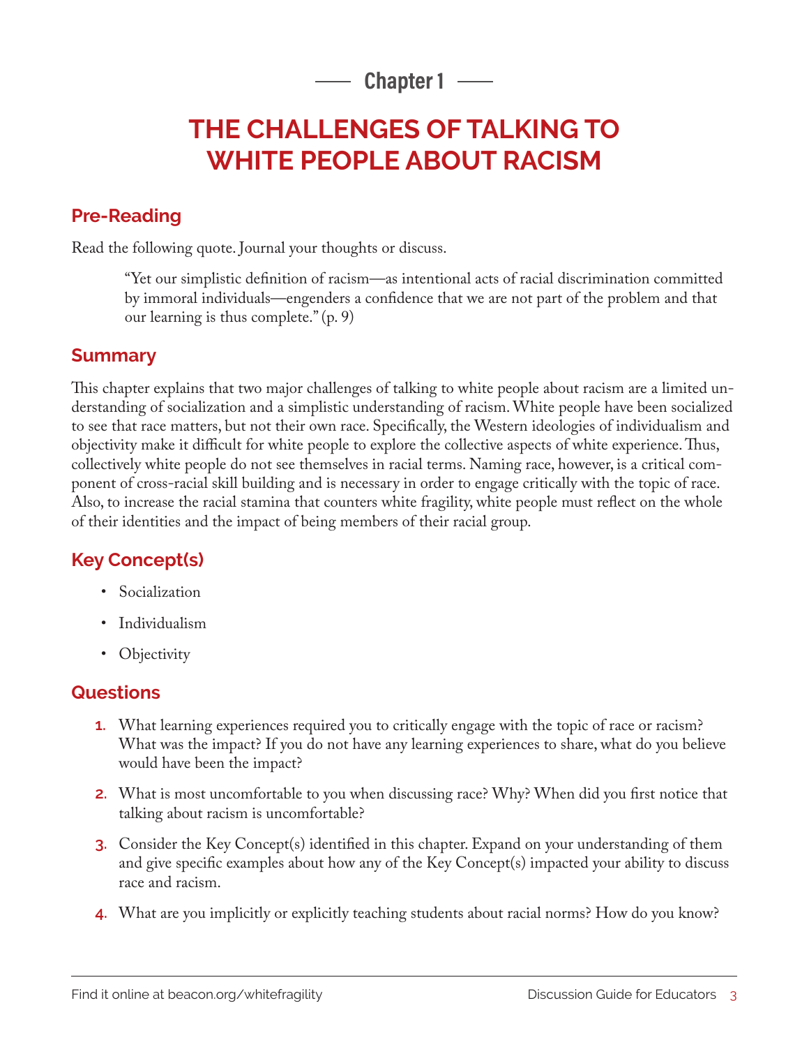## Chapter 1

# THE CHALLENGES OF TALKING TO WHITE PEOPLE ABOUT RACISM

## Pre-Reading

Read the following quote. Journal your thoughts or discuss.

> "Yet our simplistic definition of racism—as intentional acts of racial discrimination committed by immoral individuals—engenders a confidence that we are not part of the problem and that our learning is thus complete." (p. 9)

## Summary

This chapter explains that two major challenges of talking to white people about racism are a limited understanding of socialization and a simplistic understanding of racism. White people have been socialized to see that race matters, but not their own race. Specifically, the Western ideologies of individualism and objectivity make it difficult for white people to explore the collective aspects of white experience. Thus, collectively white people do not see themselves in racial terms. Naming race, however, is a critical component of cross-racial skill building and is necessary in order to engage critically with the topic of race. Also, to increase the racial stamina that counters white fragility, white people must reflect on the whole of their identities and the impact of being members of their racial group.

## Key Concept(s)

- Socialization
- Individualism
- Objectivity

## Questions

1. What learning experiences required you to critically engage with the topic of race or racism? What was the impact? If you do not have any learning experiences to share, what do you believe would have been the impact?
2. What is most uncomfortable to you when discussing race? Why? When did you first notice that talking about racism is uncomfortable?
3. Consider the Key Concept(s) identified in this chapter. Expand on your understanding of them and give specific examples about how any of the Key Concept(s) impacted your ability to discuss race and racism.
4. What are you implicitly or explicitly teaching students about racial norms? How do you know?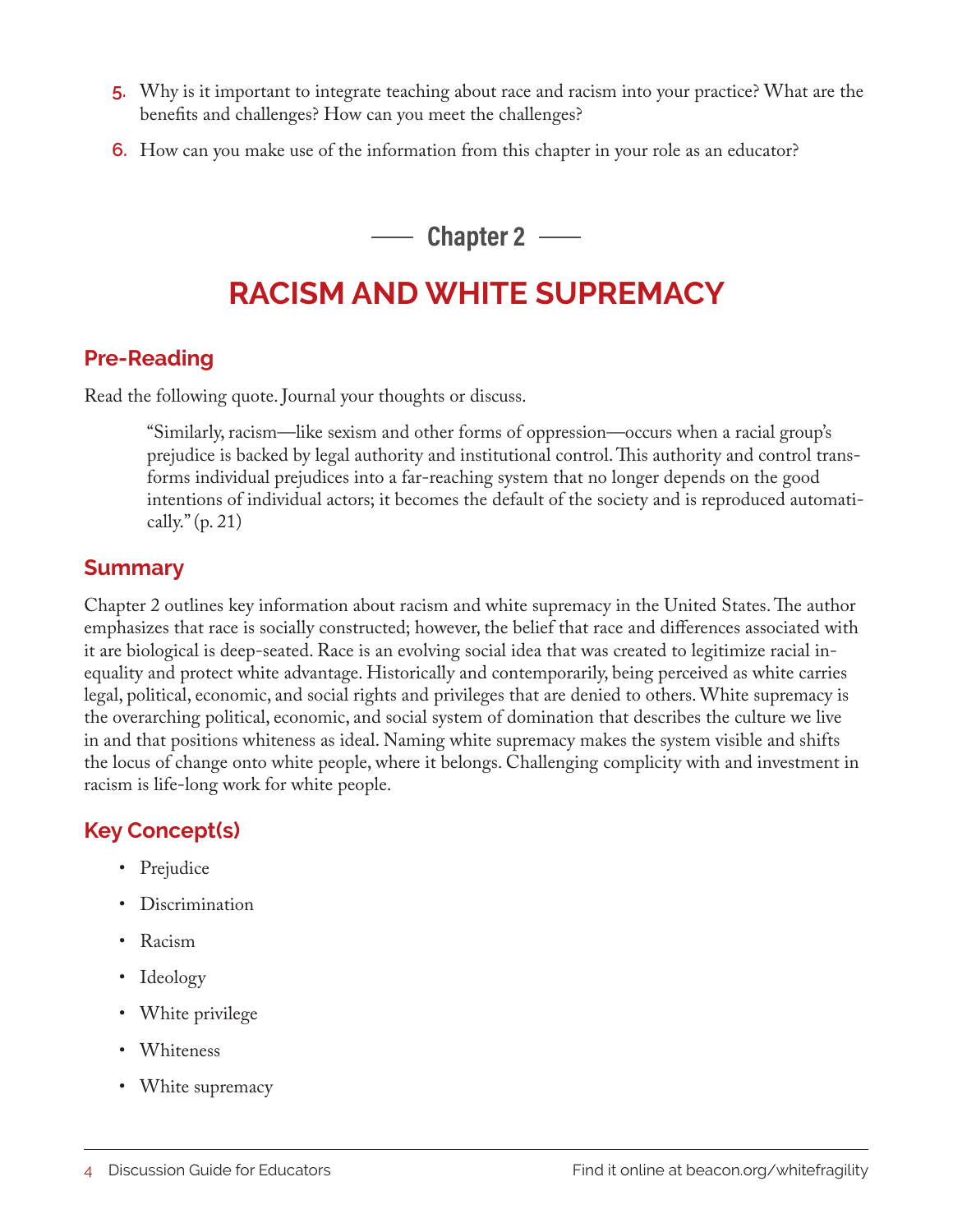5. Why is it important to integrate teaching about race and racism into your practice? What are the benefits and challenges? How can you meet the challenges?

6. How can you make use of the information from this chapter in your role as an educator?

## Chapter 2

# RACISM AND WHITE SUPREMACY

### Pre-Reading

Read the following quote. Journal your thoughts or discuss.

> "Similarly, racism—like sexism and other forms of oppression—occurs when a racial group's prejudice is backed by legal authority and institutional control. This authority and control transforms individual prejudices into a far-reaching system that no longer depends on the good intentions of individual actors; it becomes the default of the society and is reproduced automatically." (p. 21)

### Summary

Chapter 2 outlines key information about racism and white supremacy in the United States. The author emphasizes that race is socially constructed; however, the belief that race and differences associated with it are biological is deep-seated. Race is an evolving social idea that was created to legitimize racial inequality and protect white advantage. Historically and contemporarily, being perceived as white carries legal, political, economic, and social rights and privileges that are denied to others. White supremacy is the overarching political, economic, and social system of domination that describes the culture we live in and that positions whiteness as ideal. Naming white supremacy makes the system visible and shifts the locus of change onto white people, where it belongs. Challenging complicity with and investment in racism is life-long work for white people.

### Key Concept(s)

- Prejudice
- Discrimination
- Racism
- Ideology
- White privilege
- Whiteness
- White supremacy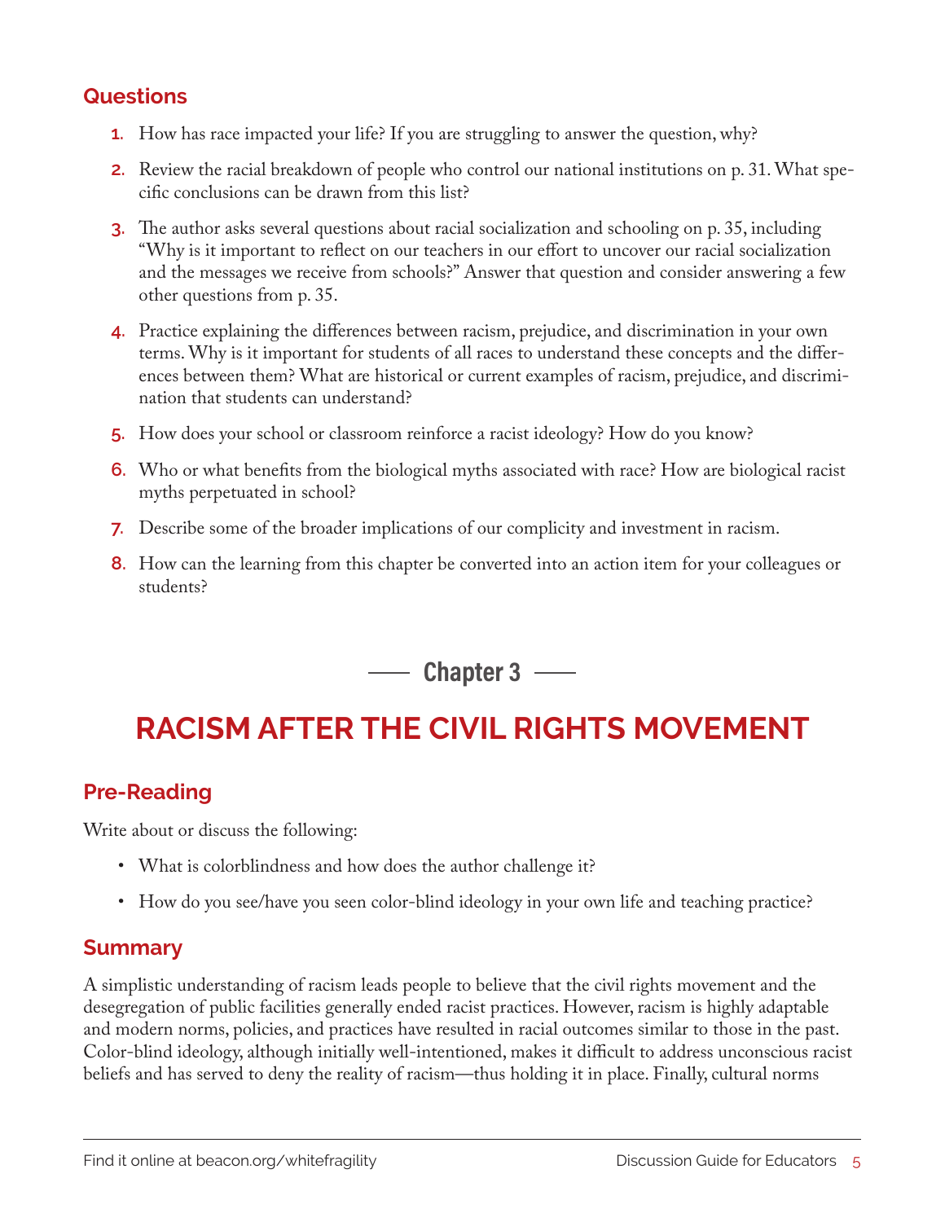### Questions

1. How has race impacted your life? If you are struggling to answer the question, why?
2. Review the racial breakdown of people who control our national institutions on p. 31. What specific conclusions can be drawn from this list?
3. The author asks several questions about racial socialization and schooling on p. 35, including "Why is it important to reflect on our teachers in our effort to uncover our racial socialization and the messages we receive from schools?" Answer that question and consider answering a few other questions from p. 35.
4. Practice explaining the differences between racism, prejudice, and discrimination in your own terms. Why is it important for students of all races to understand these concepts and the differences between them? What are historical or current examples of racism, prejudice, and discrimination that students can understand?
5. How does your school or classroom reinforce a racist ideology? How do you know?
6. Who or what benefits from the biological myths associated with race? How are biological racist myths perpetuated in school?
7. Describe some of the broader implications of our complicity and investment in racism.
8. How can the learning from this chapter be converted into an action item for your colleagues or students?

## Chapter 3

# RACISM AFTER THE CIVIL RIGHTS MOVEMENT

### Pre-Reading

Write about or discuss the following:

- What is colorblindness and how does the author challenge it?
- How do you see/have you seen color-blind ideology in your own life and teaching practice?

### Summary

A simplistic understanding of racism leads people to believe that the civil rights movement and the desegregation of public facilities generally ended racist practices. However, racism is highly adaptable and modern norms, policies, and practices have resulted in racial outcomes similar to those in the past. Color-blind ideology, although initially well-intentioned, makes it difficult to address unconscious racist beliefs and has served to deny the reality of racism—thus holding it in place. Finally, cultural norms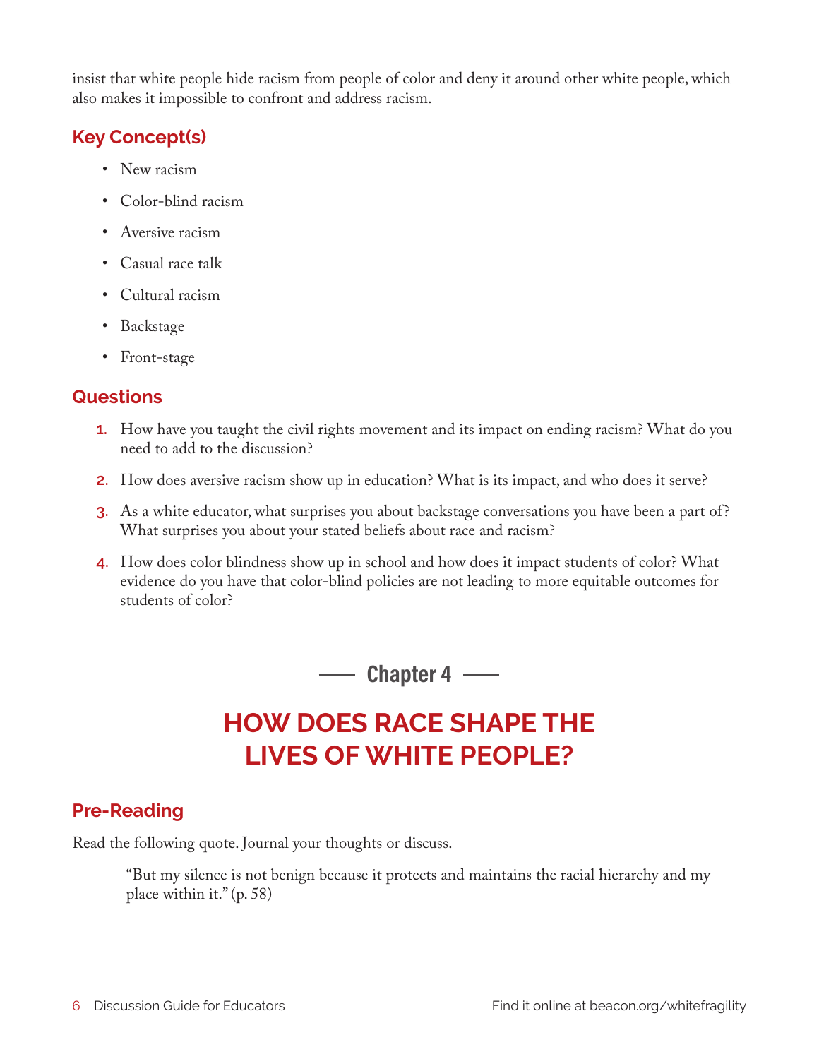insist that white people hide racism from people of color and deny it around other white people, which also makes it impossible to confront and address racism.

## Key Concept(s)

- New racism
- Color-blind racism
- Aversive racism
- Casual race talk
- Cultural racism
- Backstage
- Front-stage

## Questions

1. How have you taught the civil rights movement and its impact on ending racism? What do you need to add to the discussion?
2. How does aversive racism show up in education? What is its impact, and who does it serve?
3. As a white educator, what surprises you about backstage conversations you have been a part of? What surprises you about your stated beliefs about race and racism?
4. How does color blindness show up in school and how does it impact students of color? What evidence do you have that color-blind policies are not leading to more equitable outcomes for students of color?

# Chapter 4

# HOW DOES RACE SHAPE THE LIVES OF WHITE PEOPLE?

## Pre-Reading

Read the following quote. Journal your thoughts or discuss.

> "But my silence is not benign because it protects and maintains the racial hierarchy and my place within it." (p. 58)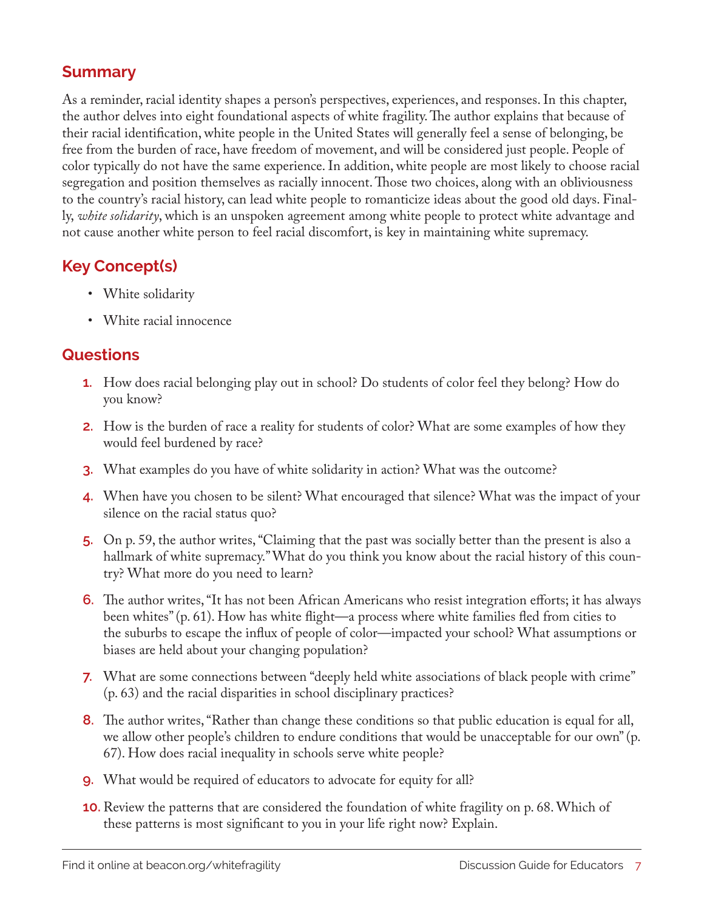## Summary

As a reminder, racial identity shapes a person's perspectives, experiences, and responses. In this chapter, the author delves into eight foundational aspects of white fragility. The author explains that because of their racial identification, white people in the United States will generally feel a sense of belonging, be free from the burden of race, have freedom of movement, and will be considered just people. People of color typically do not have the same experience. In addition, white people are most likely to choose racial segregation and position themselves as racially innocent. Those two choices, along with an obliviousness to the country's racial history, can lead white people to romanticize ideas about the good old days. Finally, *white solidarity*, which is an unspoken agreement among white people to protect white advantage and not cause another white person to feel racial discomfort, is key in maintaining white supremacy.

## Key Concept(s)

- White solidarity
- White racial innocence

## Questions

1. How does racial belonging play out in school? Do students of color feel they belong? How do you know?
2. How is the burden of race a reality for students of color? What are some examples of how they would feel burdened by race?
3. What examples do you have of white solidarity in action? What was the outcome?
4. When have you chosen to be silent? What encouraged that silence? What was the impact of your silence on the racial status quo?
5. On p. 59, the author writes, "Claiming that the past was socially better than the present is also a hallmark of white supremacy." What do you think you know about the racial history of this country? What more do you need to learn?
6. The author writes, "It has not been African Americans who resist integration efforts; it has always been whites" (p. 61). How has white flight—a process where white families fled from cities to the suburbs to escape the influx of people of color—impacted your school? What assumptions or biases are held about your changing population?
7. What are some connections between "deeply held white associations of black people with crime" (p. 63) and the racial disparities in school disciplinary practices?
8. The author writes, "Rather than change these conditions so that public education is equal for all, we allow other people's children to endure conditions that would be unacceptable for our own" (p. 67). How does racial inequality in schools serve white people?
9. What would be required of educators to advocate for equity for all?
10. Review the patterns that are considered the foundation of white fragility on p. 68. Which of these patterns is most significant to you in your life right now? Explain.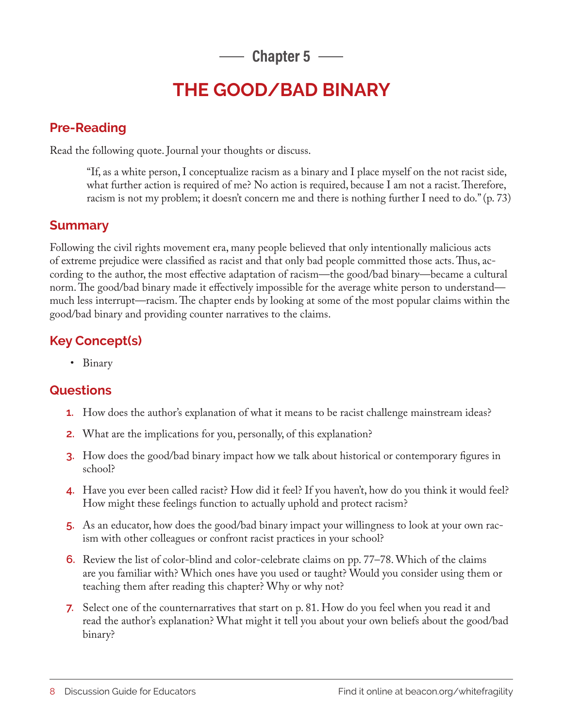## Chapter 5

# THE GOOD/BAD BINARY

## Pre-Reading

Read the following quote. Journal your thoughts or discuss.

> "If, as a white person, I conceptualize racism as a binary and I place myself on the not racist side, what further action is required of me? No action is required, because I am not a racist. Therefore, racism is not my problem; it doesn't concern me and there is nothing further I need to do." (p. 73)

## Summary

Following the civil rights movement era, many people believed that only intentionally malicious acts of extreme prejudice were classified as racist and that only bad people committed those acts. Thus, according to the author, the most effective adaptation of racism—the good/bad binary—became a cultural norm. The good/bad binary made it effectively impossible for the average white person to understand—much less interrupt—racism. The chapter ends by looking at some of the most popular claims within the good/bad binary and providing counter narratives to the claims.

## Key Concept(s)

- Binary

## Questions

1. How does the author's explanation of what it means to be racist challenge mainstream ideas?
2. What are the implications for you, personally, of this explanation?
3. How does the good/bad binary impact how we talk about historical or contemporary figures in school?
4. Have you ever been called racist? How did it feel? If you haven't, how do you think it would feel? How might these feelings function to actually uphold and protect racism?
5. As an educator, how does the good/bad binary impact your willingness to look at your own racism with other colleagues or confront racist practices in your school?
6. Review the list of color-blind and color-celebrate claims on pp. 77–78. Which of the claims are you familiar with? Which ones have you used or taught? Would you consider using them or teaching them after reading this chapter? Why or why not?
7. Select one of the counternarratives that start on p. 81. How do you feel when you read it and read the author's explanation? What might it tell you about your own beliefs about the good/bad binary?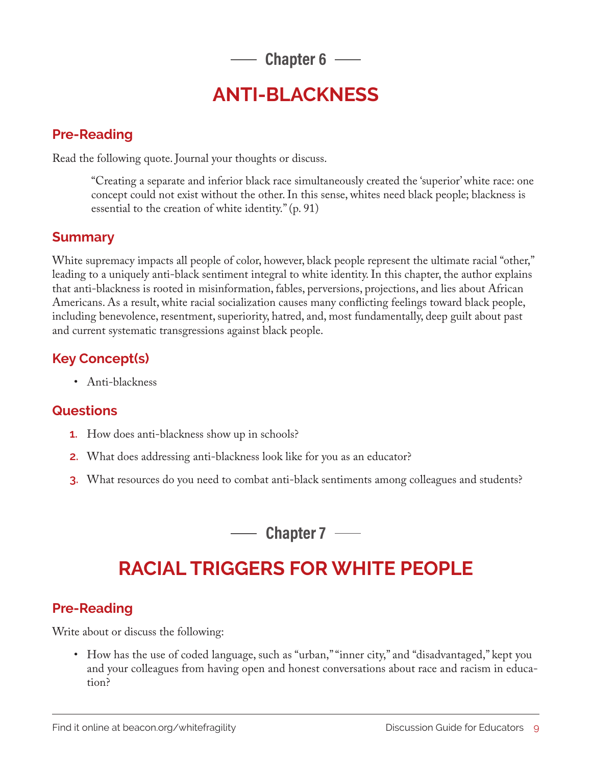## Chapter 6

# ANTI-BLACKNESS

### Pre-Reading

Read the following quote. Journal your thoughts or discuss.

> "Creating a separate and inferior black race simultaneously created the 'superior' white race: one concept could not exist without the other. In this sense, whites need black people; blackness is essential to the creation of white identity." (p. 91)

### Summary

White supremacy impacts all people of color, however, black people represent the ultimate racial "other," leading to a uniquely anti-black sentiment integral to white identity. In this chapter, the author explains that anti-blackness is rooted in misinformation, fables, perversions, projections, and lies about African Americans. As a result, white racial socialization causes many conflicting feelings toward black people, including benevolence, resentment, superiority, hatred, and, most fundamentally, deep guilt about past and current systematic transgressions against black people.

### Key Concept(s)

- Anti-blackness

### Questions

1. How does anti-blackness show up in schools?
2. What does addressing anti-blackness look like for you as an educator?
3. What resources do you need to combat anti-black sentiments among colleagues and students?

## Chapter 7

# RACIAL TRIGGERS FOR WHITE PEOPLE

### Pre-Reading

Write about or discuss the following:

- How has the use of coded language, such as "urban," "inner city," and "disadvantaged," kept you and your colleagues from having open and honest conversations about race and racism in education?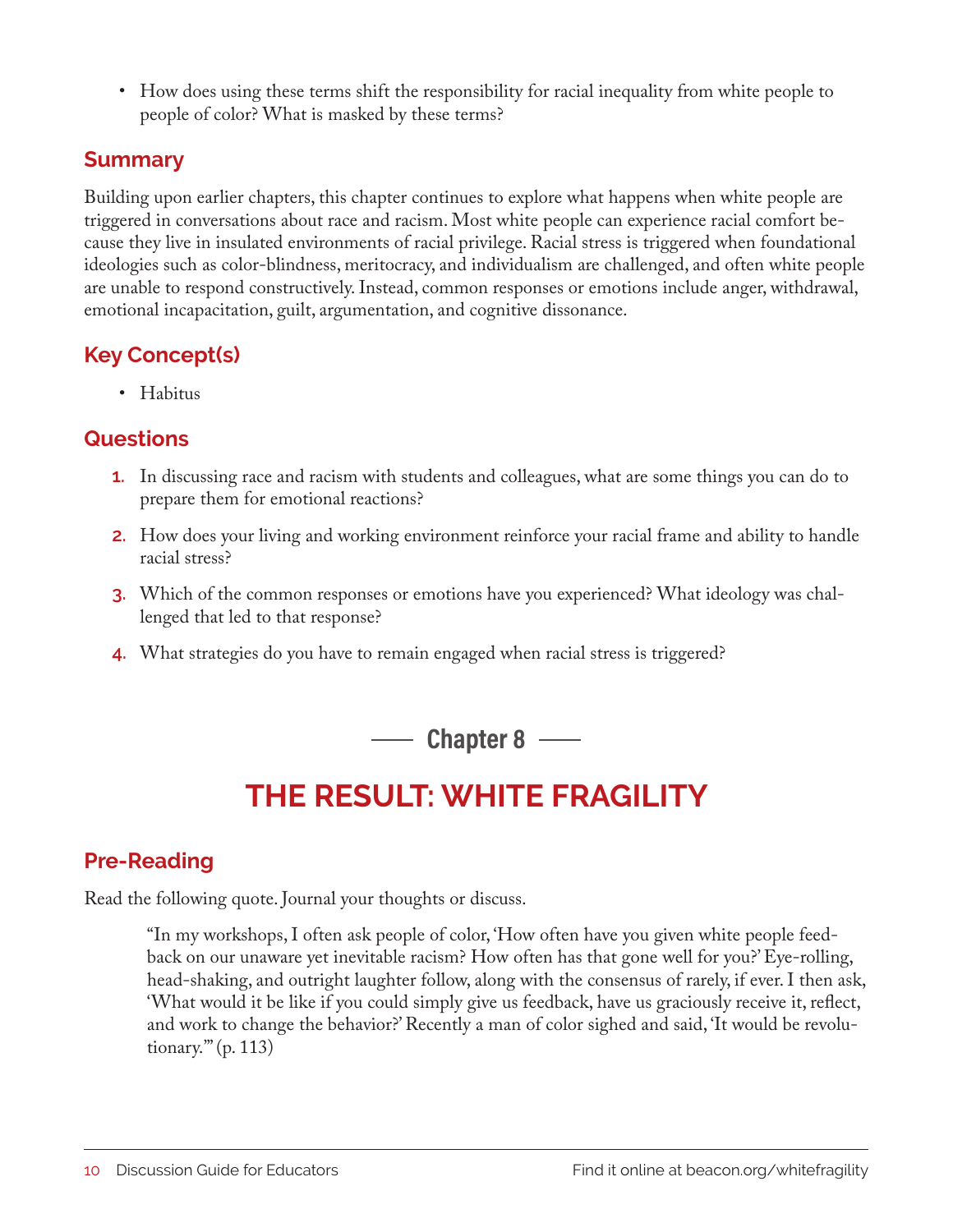- How does using these terms shift the responsibility for racial inequality from white people to people of color? What is masked by these terms?

## Summary

Building upon earlier chapters, this chapter continues to explore what happens when white people are triggered in conversations about race and racism. Most white people can experience racial comfort because they live in insulated environments of racial privilege. Racial stress is triggered when foundational ideologies such as color-blindness, meritocracy, and individualism are challenged, and often white people are unable to respond constructively. Instead, common responses or emotions include anger, withdrawal, emotional incapacitation, guilt, argumentation, and cognitive dissonance.

## Key Concept(s)

- Habitus

## Questions

1. In discussing race and racism with students and colleagues, what are some things you can do to prepare them for emotional reactions?
2. How does your living and working environment reinforce your racial frame and ability to handle racial stress?
3. Which of the common responses or emotions have you experienced? What ideology was challenged that led to that response?
4. What strategies do you have to remain engaged when racial stress is triggered?

### Chapter 8

# THE RESULT: WHITE FRAGILITY

## Pre-Reading

Read the following quote. Journal your thoughts or discuss.

> "In my workshops, I often ask people of color, 'How often have you given white people feedback on our unaware yet inevitable racism? How often has that gone well for you?' Eye-rolling, head-shaking, and outright laughter follow, along with the consensus of rarely, if ever. I then ask, 'What would it be like if you could simply give us feedback, have us graciously receive it, reflect, and work to change the behavior?' Recently a man of color sighed and said, 'It would be revolutionary.'" (p. 113)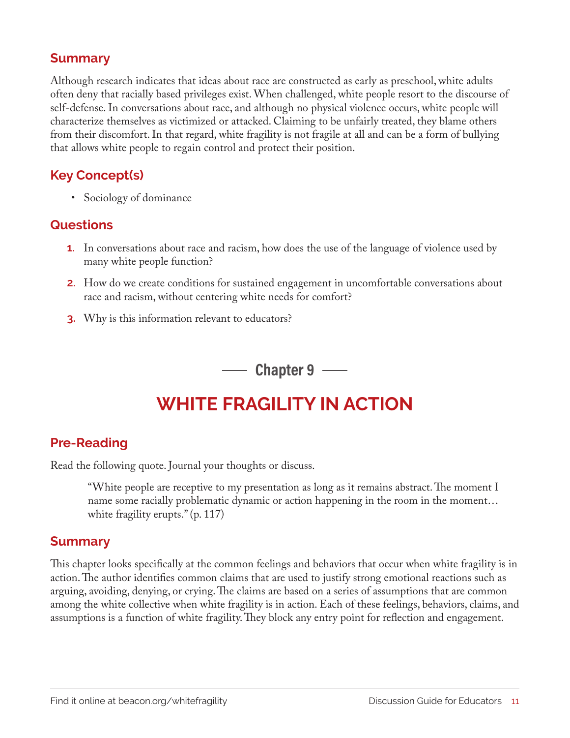## Summary

Although research indicates that ideas about race are constructed as early as preschool, white adults often deny that racially based privileges exist. When challenged, white people resort to the discourse of self-defense. In conversations about race, and although no physical violence occurs, white people will characterize themselves as victimized or attacked. Claiming to be unfairly treated, they blame others from their discomfort. In that regard, white fragility is not fragile at all and can be a form of bullying that allows white people to regain control and protect their position.

## Key Concept(s)

- Sociology of dominance

## Questions

1. In conversations about race and racism, how does the use of the language of violence used by many white people function?
2. How do we create conditions for sustained engagement in uncomfortable conversations about race and racism, without centering white needs for comfort?
3. Why is this information relevant to educators?

# Chapter 9

# WHITE FRAGILITY IN ACTION

## Pre-Reading

Read the following quote. Journal your thoughts or discuss.

> "White people are receptive to my presentation as long as it remains abstract. The moment I name some racially problematic dynamic or action happening in the room in the moment… white fragility erupts." (p. 117)

## Summary

This chapter looks specifically at the common feelings and behaviors that occur when white fragility is in action. The author identifies common claims that are used to justify strong emotional reactions such as arguing, avoiding, denying, or crying. The claims are based on a series of assumptions that are common among the white collective when white fragility is in action. Each of these feelings, behaviors, claims, and assumptions is a function of white fragility. They block any entry point for reflection and engagement.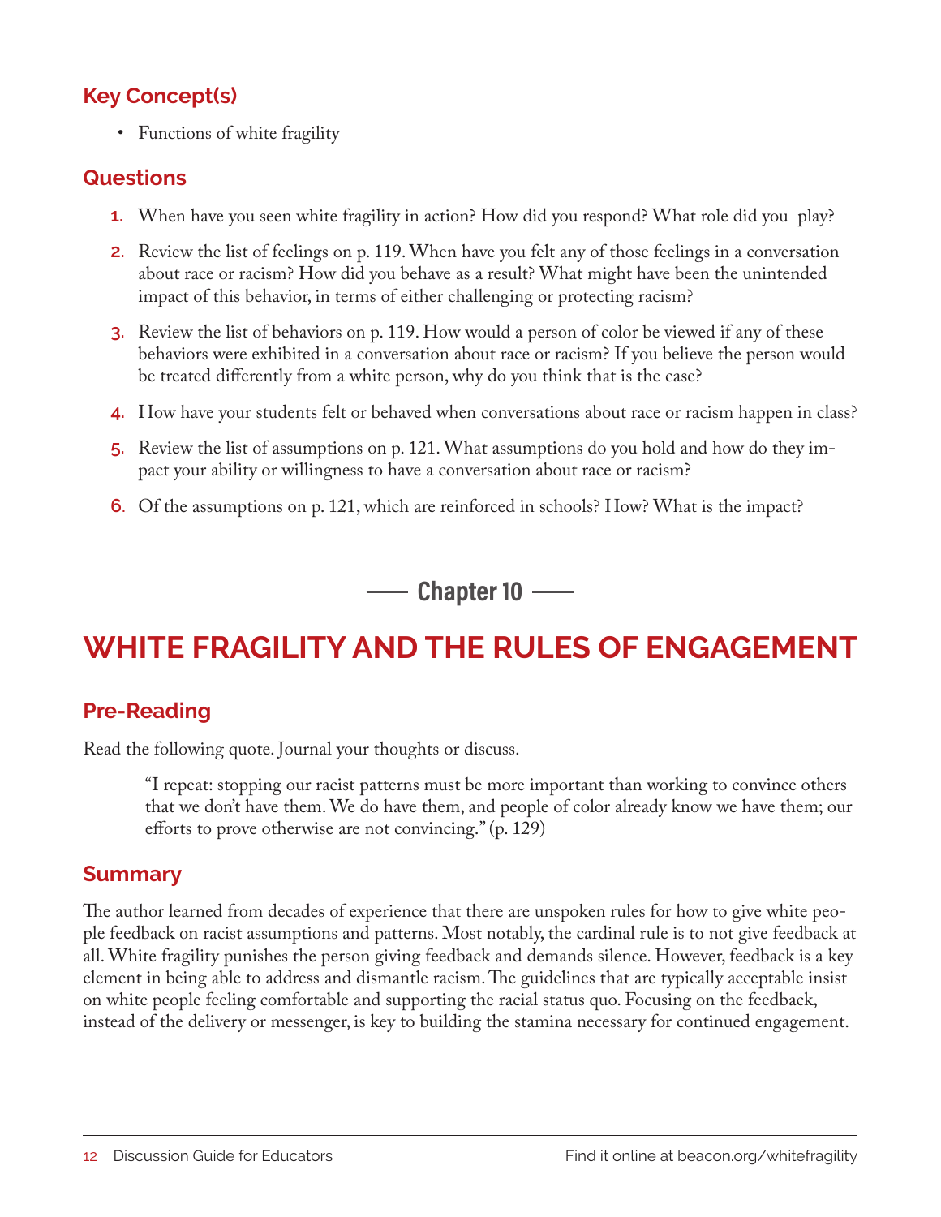### Key Concept(s)

- Functions of white fragility

### Questions

1. When have you seen white fragility in action? How did you respond? What role did you play?
2. Review the list of feelings on p. 119. When have you felt any of those feelings in a conversation about race or racism? How did you behave as a result? What might have been the unintended impact of this behavior, in terms of either challenging or protecting racism?
3. Review the list of behaviors on p. 119. How would a person of color be viewed if any of these behaviors were exhibited in a conversation about race or racism? If you believe the person would be treated differently from a white person, why do you think that is the case?
4. How have your students felt or behaved when conversations about race or racism happen in class?
5. Review the list of assumptions on p. 121. What assumptions do you hold and how do they impact your ability or willingness to have a conversation about race or racism?
6. Of the assumptions on p. 121, which are reinforced in schools? How? What is the impact?

—— Chapter 10 ——

## WHITE FRAGILITY AND THE RULES OF ENGAGEMENT

### Pre-Reading

Read the following quote. Journal your thoughts or discuss.

> "I repeat: stopping our racist patterns must be more important than working to convince others that we don't have them. We do have them, and people of color already know we have them; our efforts to prove otherwise are not convincing." (p. 129)

### Summary

The author learned from decades of experience that there are unspoken rules for how to give white people feedback on racist assumptions and patterns. Most notably, the cardinal rule is to not give feedback at all. White fragility punishes the person giving feedback and demands silence. However, feedback is a key element in being able to address and dismantle racism. The guidelines that are typically acceptable insist on white people feeling comfortable and supporting the racial status quo. Focusing on the feedback, instead of the delivery or messenger, is key to building the stamina necessary for continued engagement.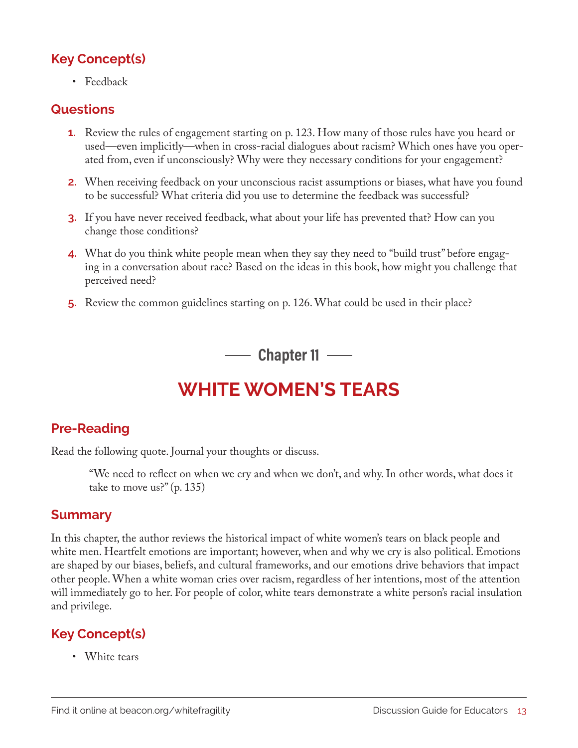## Key Concept(s)

- Feedback

## Questions

1. Review the rules of engagement starting on p. 123. How many of those rules have you heard or used—even implicitly—when in cross-racial dialogues about racism? Which ones have you operated from, even if unconsciously? Why were they necessary conditions for your engagement?
2. When receiving feedback on your unconscious racist assumptions or biases, what have you found to be successful? What criteria did you use to determine the feedback was successful?
3. If you have never received feedback, what about your life has prevented that? How can you change those conditions?
4. What do you think white people mean when they say they need to "build trust" before engaging in a conversation about race? Based on the ideas in this book, how might you challenge that perceived need?
5. Review the common guidelines starting on p. 126. What could be used in their place?

### Chapter 11

# WHITE WOMEN'S TEARS

## Pre-Reading

Read the following quote. Journal your thoughts or discuss.

> "We need to reflect on when we cry and when we don't, and why. In other words, what does it take to move us?" (p. 135)

## Summary

In this chapter, the author reviews the historical impact of white women's tears on black people and white men. Heartfelt emotions are important; however, when and why we cry is also political. Emotions are shaped by our biases, beliefs, and cultural frameworks, and our emotions drive behaviors that impact other people. When a white woman cries over racism, regardless of her intentions, most of the attention will immediately go to her. For people of color, white tears demonstrate a white person's racial insulation and privilege.

## Key Concept(s)

- White tears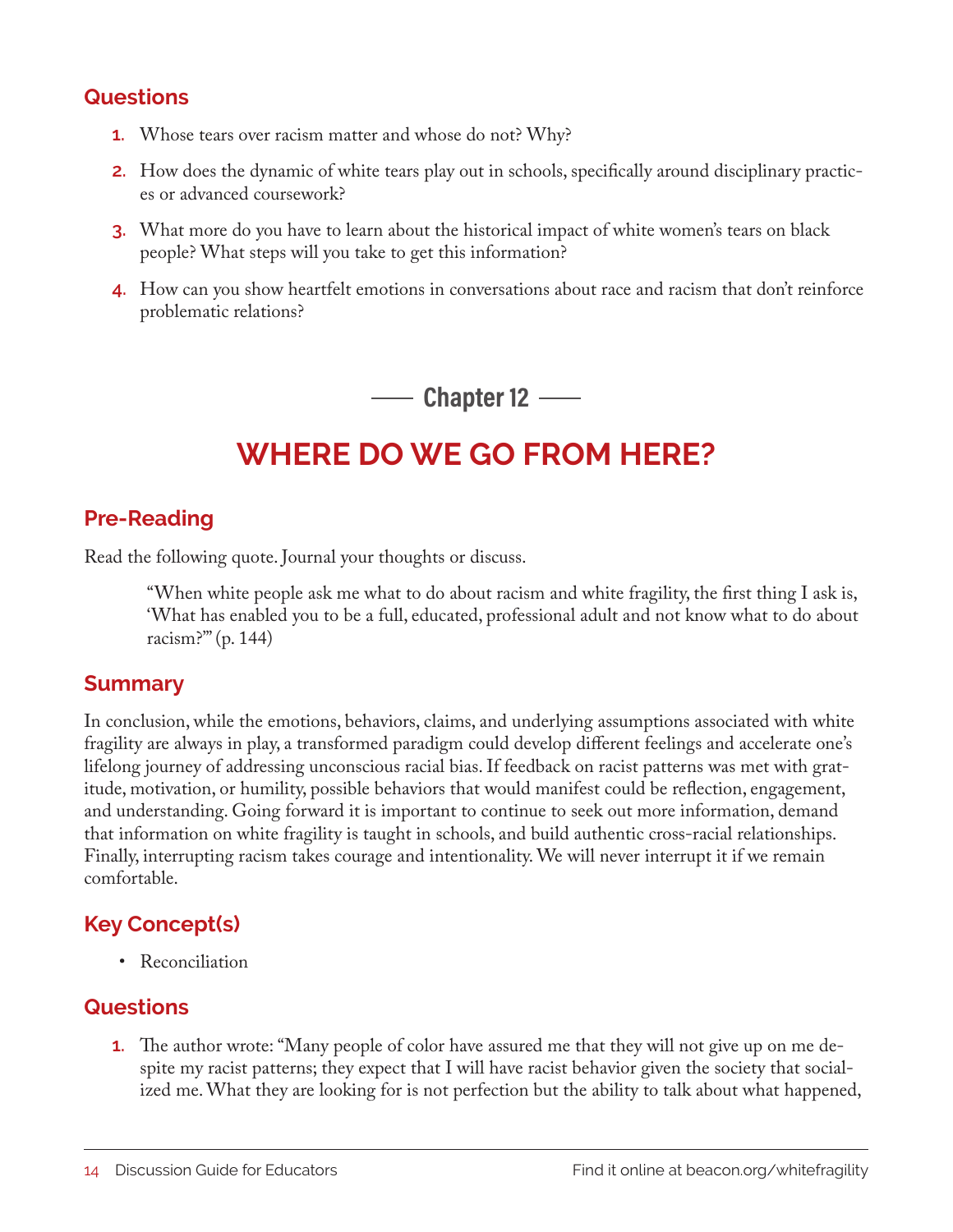## Questions

1. Whose tears over racism matter and whose do not? Why?
2. How does the dynamic of white tears play out in schools, specifically around disciplinary practices or advanced coursework?
3. What more do you have to learn about the historical impact of white women's tears on black people? What steps will you take to get this information?
4. How can you show heartfelt emotions in conversations about race and racism that don't reinforce problematic relations?

### Chapter 12

# WHERE DO WE GO FROM HERE?

## Pre-Reading

Read the following quote. Journal your thoughts or discuss.

> "When white people ask me what to do about racism and white fragility, the first thing I ask is, 'What has enabled you to be a full, educated, professional adult and not know what to do about racism?'" (p. 144)

## Summary

In conclusion, while the emotions, behaviors, claims, and underlying assumptions associated with white fragility are always in play, a transformed paradigm could develop different feelings and accelerate one's lifelong journey of addressing unconscious racial bias. If feedback on racist patterns was met with gratitude, motivation, or humility, possible behaviors that would manifest could be reflection, engagement, and understanding. Going forward it is important to continue to seek out more information, demand that information on white fragility is taught in schools, and build authentic cross-racial relationships. Finally, interrupting racism takes courage and intentionality. We will never interrupt it if we remain comfortable.

## Key Concept(s)

- Reconciliation

## Questions

1. The author wrote: "Many people of color have assured me that they will not give up on me despite my racist patterns; they expect that I will have racist behavior given the society that socialized me. What they are looking for is not perfection but the ability to talk about what happened,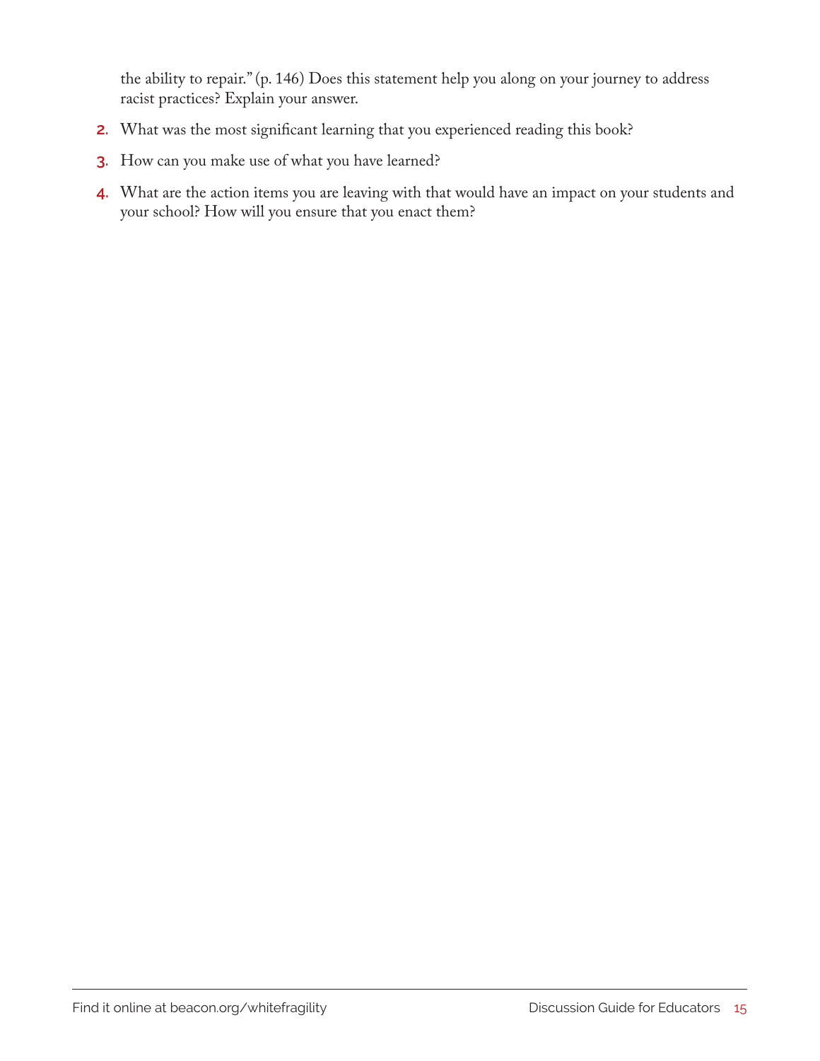the ability to repair." (p. 146) Does this statement help you along on your journey to address racist practices? Explain your answer.

2. What was the most significant learning that you experienced reading this book?
3. How can you make use of what you have learned?
4. What are the action items you are leaving with that would have an impact on your students and your school? How will you ensure that you enact them?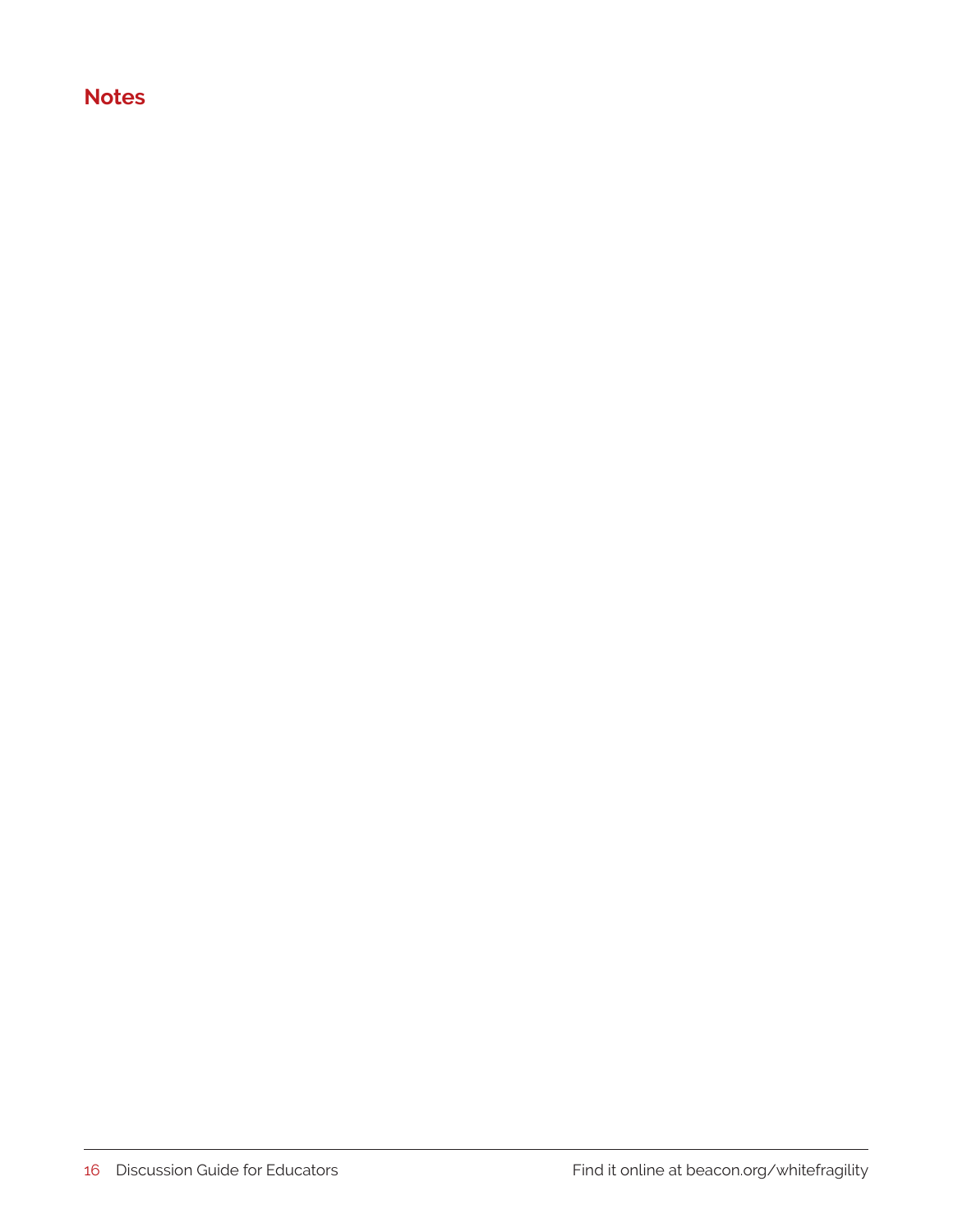## Notes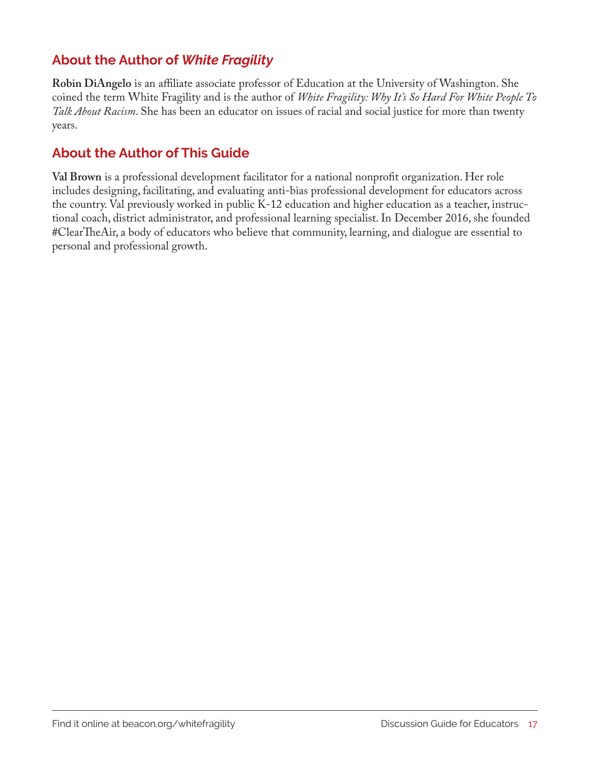## About the Author of *White Fragility*

**Robin DiAngelo** is an affiliate associate professor of Education at the University of Washington. She coined the term White Fragility and is the author of *White Fragility: Why It's So Hard For White People To Talk About Racism*. She has been an educator on issues of racial and social justice for more than twenty years.

## About the Author of This Guide

**Val Brown** is a professional development facilitator for a national nonprofit organization. Her role includes designing, facilitating, and evaluating anti-bias professional development for educators across the country. Val previously worked in public K-12 education and higher education as a teacher, instructional coach, district administrator, and professional learning specialist. In December 2016, she founded #ClearTheAir, a body of educators who believe that community, learning, and dialogue are essential to personal and professional growth.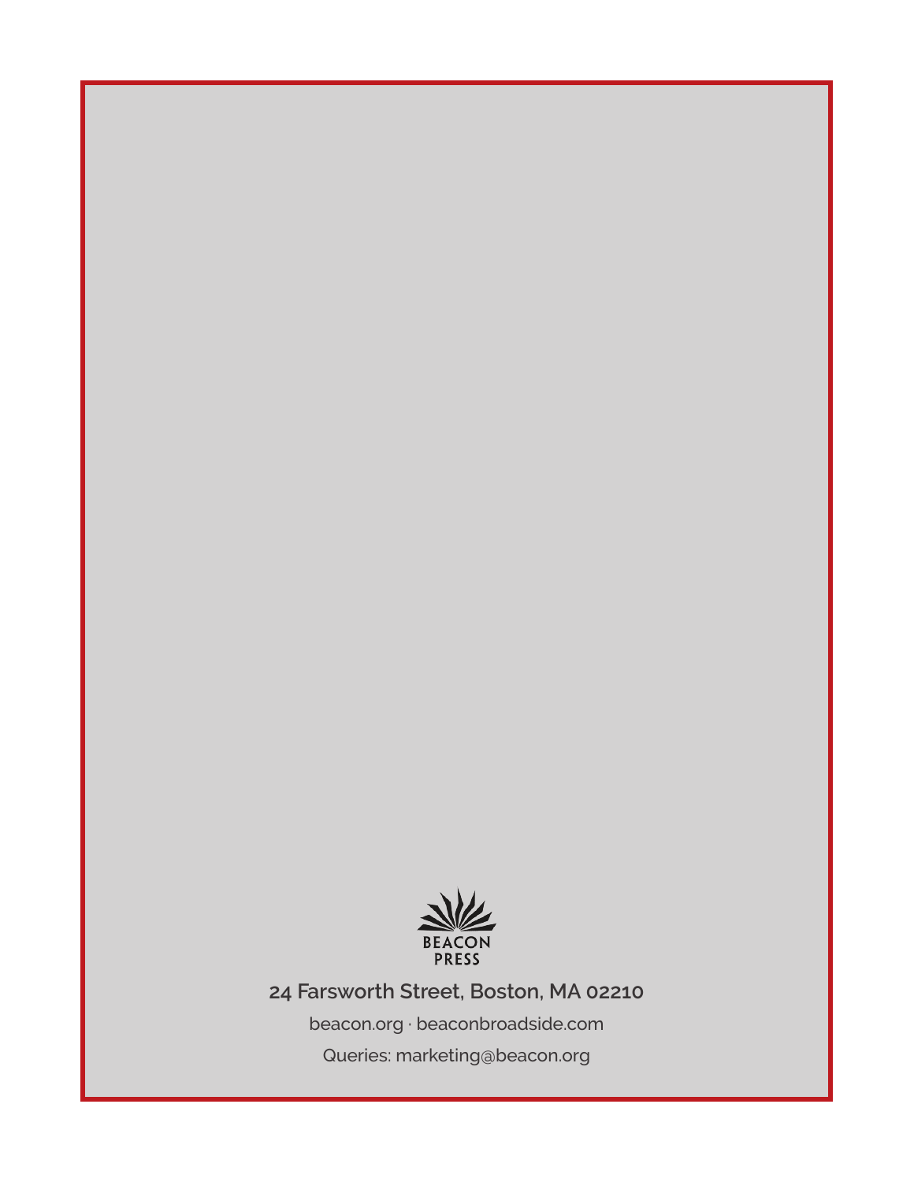BEACON PRESS

**24 Farsworth Street, Boston, MA 02210**

beacon.org · beaconbroadside.com

Queries: marketing@beacon.org